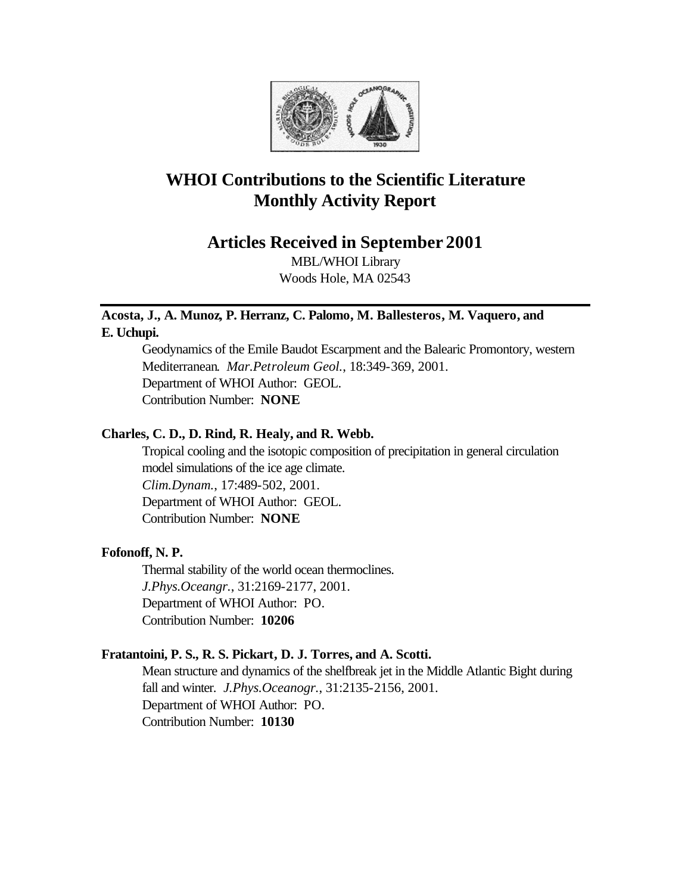# WHOI Contributions to the Scientific Literature
# Monthly Activity Report

## Articles Received in September 2001

MBL/WHOI Library
Woods Hole, MA 02543

---

**Acosta, J., A. Munoz, P. Herranz, C. Palomo, M. Ballesteros, M. Vaquero, and E. Uchupi.**

Geodynamics of the Emile Baudot Escarpment and the Balearic Promontory, western Mediterranean. *Mar.Petroleum Geol.*, 18:349-369, 2001.
Department of WHOI Author: GEOL.
Contribution Number: **NONE**

**Charles, C. D., D. Rind, R. Healy, and R. Webb.**

Tropical cooling and the isotopic composition of precipitation in general circulation model simulations of the ice age climate.
*Clim.Dynam.*, 17:489-502, 2001.
Department of WHOI Author: GEOL.
Contribution Number: **NONE**

**Fofonoff, N. P.**

Thermal stability of the world ocean thermoclines.
*J.Phys.Oceangr.*, 31:2169-2177, 2001.
Department of WHOI Author: PO.
Contribution Number: **10206**

**Fratantoini, P. S., R. S. Pickart, D. J. Torres, and A. Scotti.**

Mean structure and dynamics of the shelfbreak jet in the Middle Atlantic Bight during fall and winter. *J.Phys.Oceanogr.*, 31:2135-2156, 2001.
Department of WHOI Author: PO.
Contribution Number: **10130**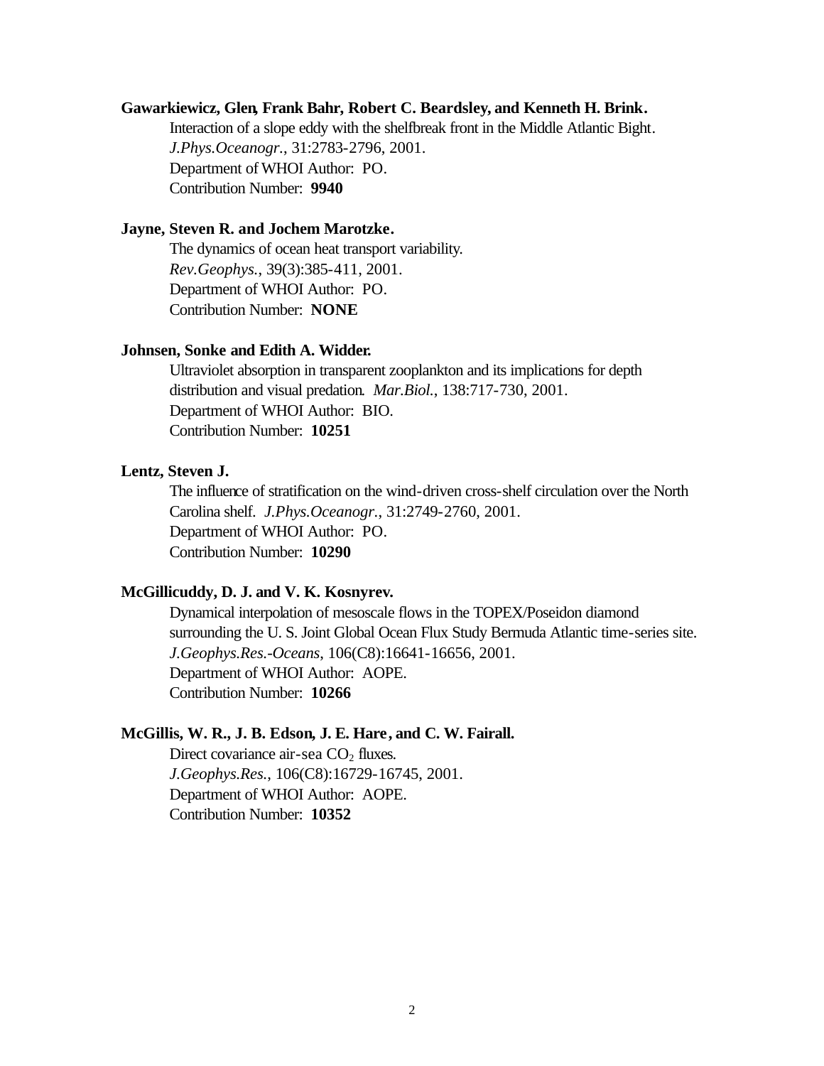**Gawarkiewicz, Glen, Frank Bahr, Robert C. Beardsley, and Kenneth H. Brink.**

Interaction of a slope eddy with the shelfbreak front in the Middle Atlantic Bight.
*J.Phys.Oceanogr.*, 31:2783-2796, 2001.
Department of WHOI Author: PO.
Contribution Number: **9940**

**Jayne, Steven R. and Jochem Marotzke.**

The dynamics of ocean heat transport variability.
*Rev.Geophys.*, 39(3):385-411, 2001.
Department of WHOI Author: PO.
Contribution Number: **NONE**

**Johnsen, Sonke and Edith A. Widder.**

Ultraviolet absorption in transparent zooplankton and its implications for depth distribution and visual predation. *Mar.Biol.*, 138:717-730, 2001.
Department of WHOI Author: BIO.
Contribution Number: **10251**

**Lentz, Steven J.**

The influence of stratification on the wind-driven cross-shelf circulation over the North Carolina shelf. *J.Phys.Oceanogr.*, 31:2749-2760, 2001.
Department of WHOI Author: PO.
Contribution Number: **10290**

**McGillicuddy, D. J. and V. K. Kosnyrev.**

Dynamical interpolation of mesoscale flows in the TOPEX/Poseidon diamond surrounding the U. S. Joint Global Ocean Flux Study Bermuda Atlantic time-series site. *J.Geophys.Res.-Oceans*, 106(C8):16641-16656, 2001.
Department of WHOI Author: AOPE.
Contribution Number: **10266**

**McGillis, W. R., J. B. Edson, J. E. Hare, and C. W. Fairall.**

Direct covariance air-sea $CO_2$ fluxes.
*J.Geophys.Res.*, 106(C8):16729-16745, 2001.
Department of WHOI Author: AOPE.
Contribution Number: **10352**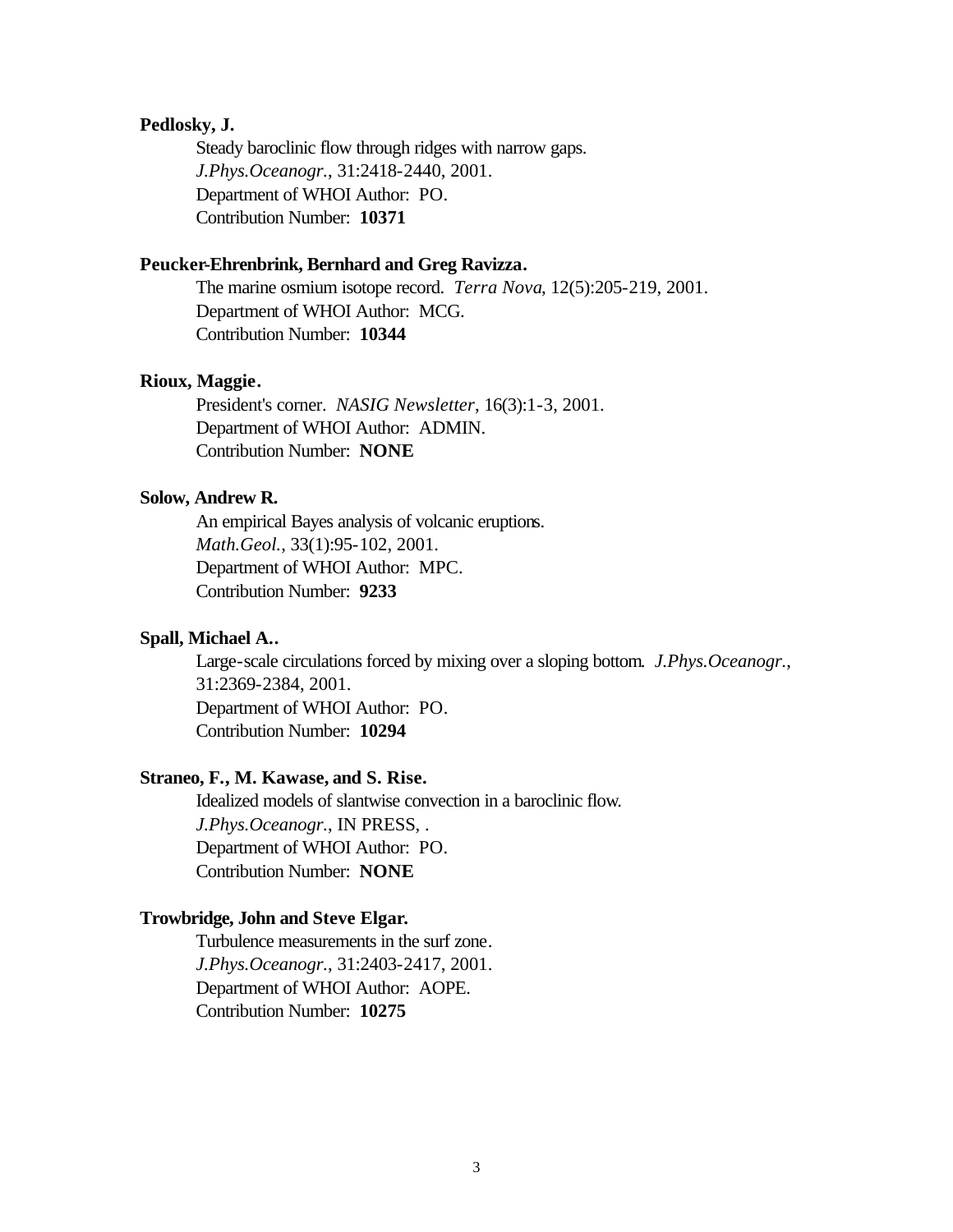**Pedlosky, J.**

Steady baroclinic flow through ridges with narrow gaps.
*J.Phys.Oceanogr.*, 31:2418-2440, 2001.
Department of WHOI Author: PO.
Contribution Number: **10371**

**Peucker-Ehrenbrink, Bernhard and Greg Ravizza.**

The marine osmium isotope record. *Terra Nova*, 12(5):205-219, 2001.
Department of WHOI Author: MCG.
Contribution Number: **10344**

**Rioux, Maggie.**

President's corner. *NASIG Newsletter*, 16(3):1-3, 2001.
Department of WHOI Author: ADMIN.
Contribution Number: **NONE**

**Solow, Andrew R.**

An empirical Bayes analysis of volcanic eruptions.
*Math.Geol.*, 33(1):95-102, 2001.
Department of WHOI Author: MPC.
Contribution Number: **9233**

**Spall, Michael A..**

Large-scale circulations forced by mixing over a sloping bottom. *J.Phys.Oceanogr.*, 31:2369-2384, 2001.
Department of WHOI Author: PO.
Contribution Number: **10294**

**Straneo, F., M. Kawase, and S. Rise.**

Idealized models of slantwise convection in a baroclinic flow.
*J.Phys.Oceanogr.*, IN PRESS, .
Department of WHOI Author: PO.
Contribution Number: **NONE**

**Trowbridge, John and Steve Elgar.**

Turbulence measurements in the surf zone.
*J.Phys.Oceanogr.*, 31:2403-2417, 2001.
Department of WHOI Author: AOPE.
Contribution Number: **10275**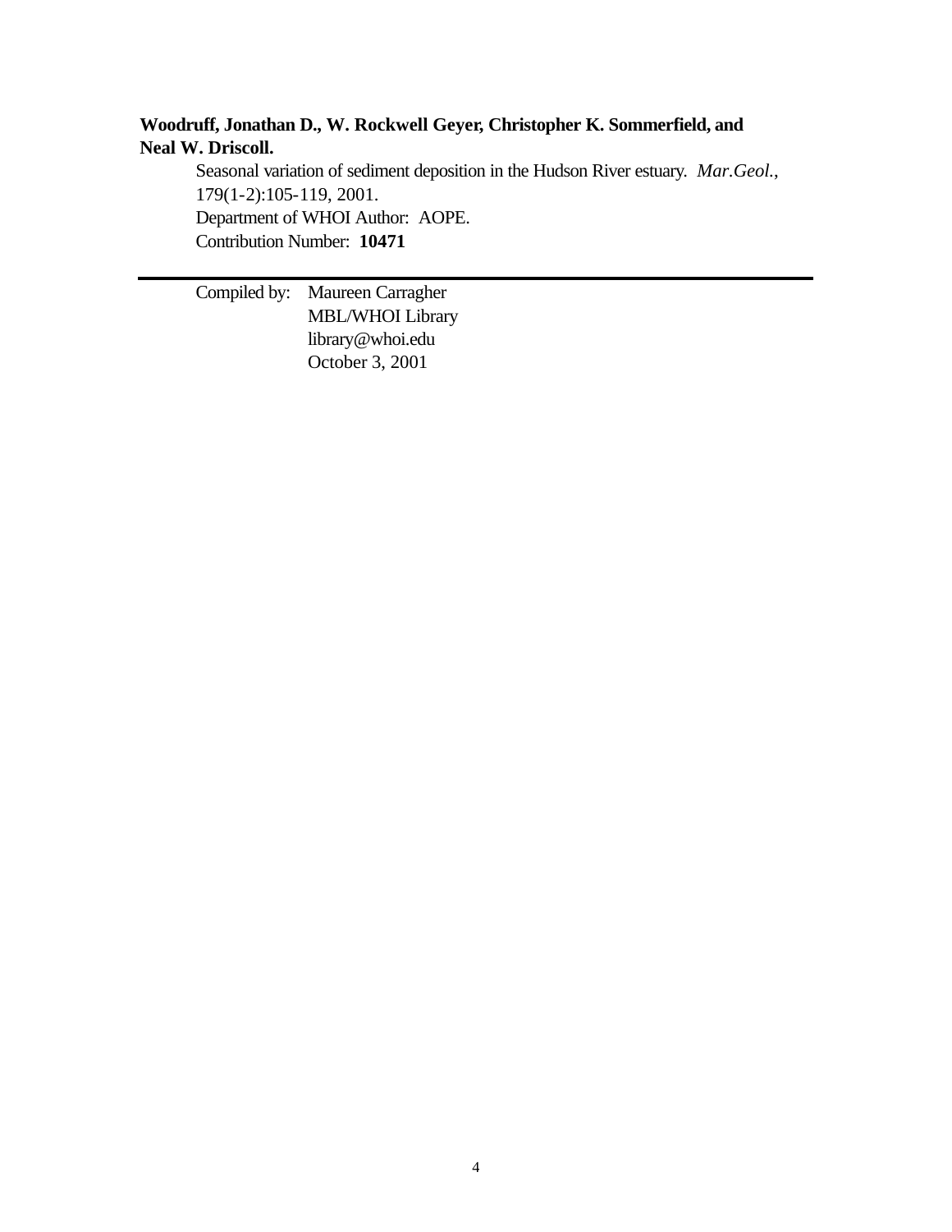**Woodruff, Jonathan D., W. Rockwell Geyer, Christopher K. Sommerfield, and Neal W. Driscoll.**

Seasonal variation of sediment deposition in the Hudson River estuary. *Mar.Geol.*, 179(1-2):105-119, 2001.
Department of WHOI Author: AOPE.
Contribution Number: **10471**

---

Compiled by: Maureen Carragher
MBL/WHOI Library
library@whoi.edu
October 3, 2001